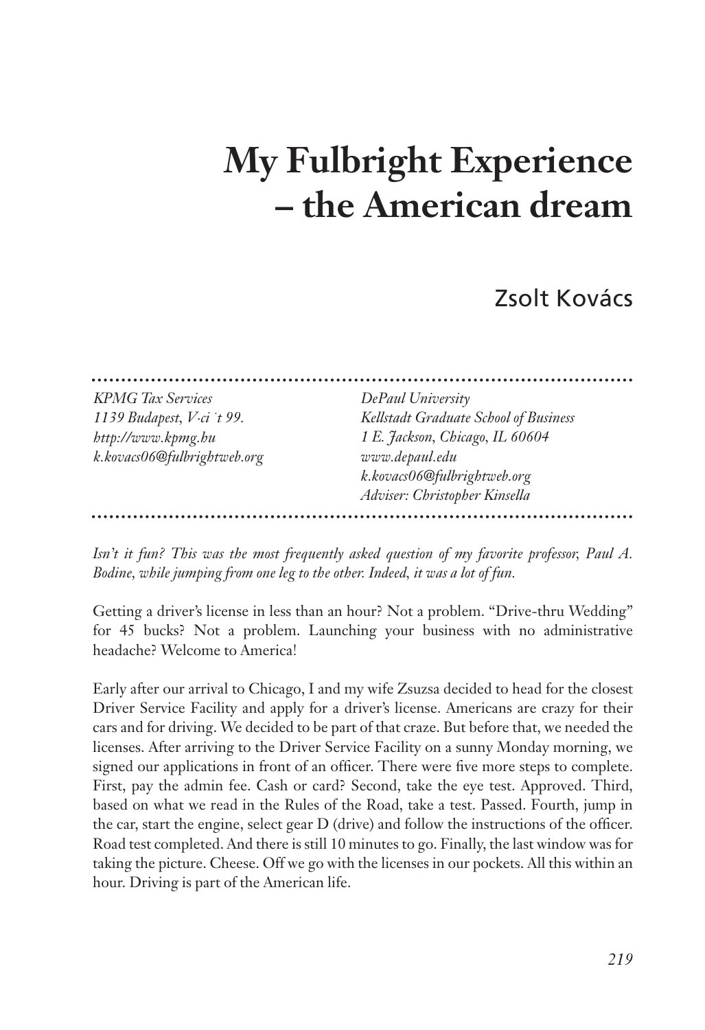# My Fulbright Experience – the American dream

Zsolt Kovács

*KPMG Tax Services*
*1139 Budapest, V·ci ˙t 99.*
*http://www.kpmg.hu*
*k.kovacs06@fulbrightweb.org*

*DePaul University*
*Kellstadt Graduate School of Business*
*1 E. Jackson, Chicago, IL 60604*
*www.depaul.edu*
*k.kovacs06@fulbrightweb.org*
*Adviser: Christopher Kinsella*

*Isn't it fun? This was the most frequently asked question of my favorite professor, Paul A. Bodine, while jumping from one leg to the other. Indeed, it was a lot of fun.*

Getting a driver's license in less than an hour? Not a problem. "Drive-thru Wedding" for 45 bucks? Not a problem. Launching your business with no administrative headache? Welcome to America!

Early after our arrival to Chicago, I and my wife Zsuzsa decided to head for the closest Driver Service Facility and apply for a driver's license. Americans are crazy for their cars and for driving. We decided to be part of that craze. But before that, we needed the licenses. After arriving to the Driver Service Facility on a sunny Monday morning, we signed our applications in front of an officer. There were five more steps to complete. First, pay the admin fee. Cash or card? Second, take the eye test. Approved. Third, based on what we read in the Rules of the Road, take a test. Passed. Fourth, jump in the car, start the engine, select gear D (drive) and follow the instructions of the officer. Road test completed. And there is still 10 minutes to go. Finally, the last window was for taking the picture. Cheese. Off we go with the licenses in our pockets. All this within an hour. Driving is part of the American life.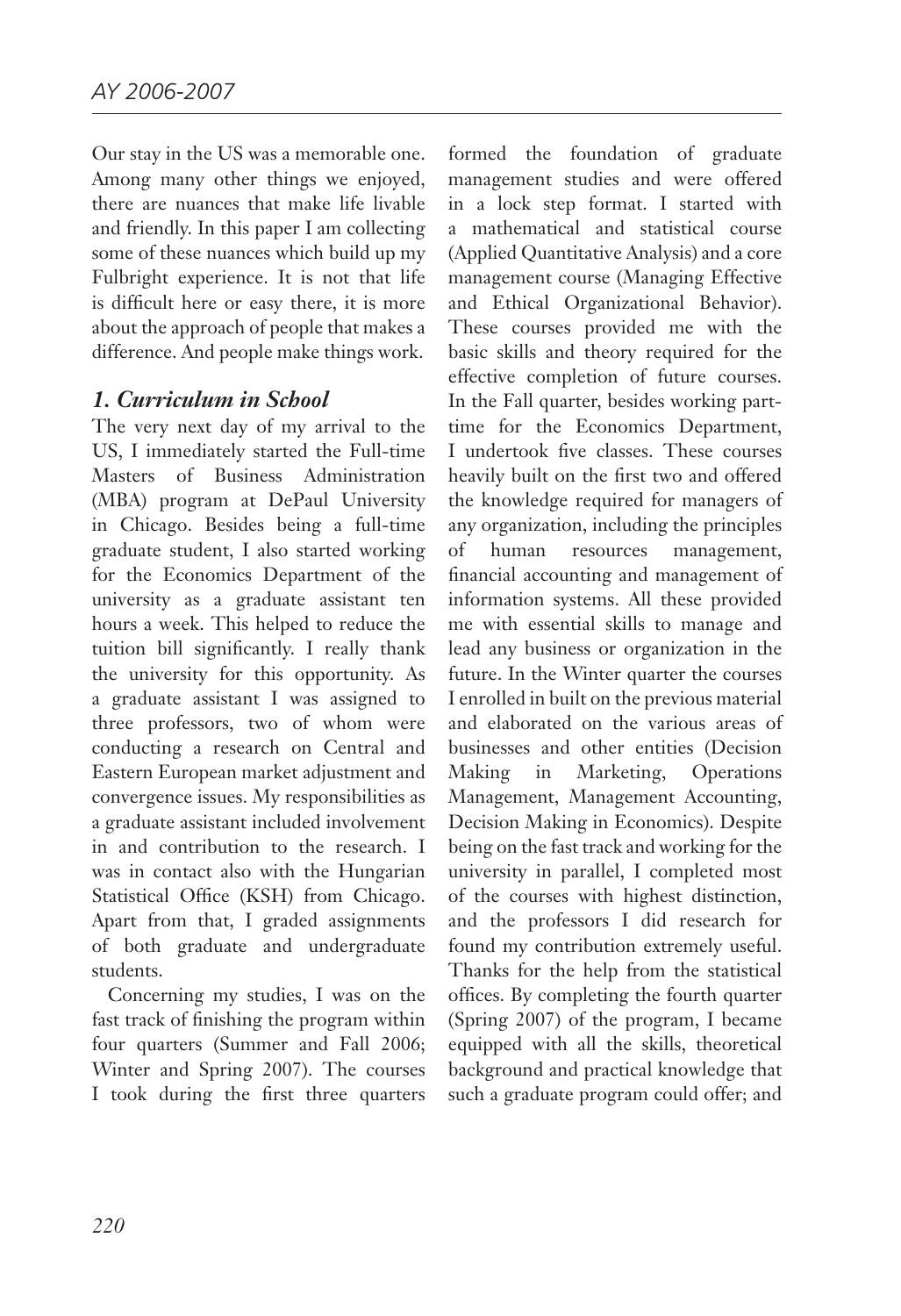Our stay in the US was a memorable one. Among many other things we enjoyed, there are nuances that make life livable and friendly. In this paper I am collecting some of these nuances which build up my Fulbright experience. It is not that life is difficult here or easy there, it is more about the approach of people that makes a difference. And people make things work.

### *1. Curriculum in School*

The very next day of my arrival to the US, I immediately started the Full-time Masters of Business Administration (MBA) program at DePaul University in Chicago. Besides being a full-time graduate student, I also started working for the Economics Department of the university as a graduate assistant ten hours a week. This helped to reduce the tuition bill significantly. I really thank the university for this opportunity. As a graduate assistant I was assigned to three professors, two of whom were conducting a research on Central and Eastern European market adjustment and convergence issues. My responsibilities as a graduate assistant included involvement in and contribution to the research. I was in contact also with the Hungarian Statistical Office (KSH) from Chicago. Apart from that, I graded assignments of both graduate and undergraduate students.

Concerning my studies, I was on the fast track of finishing the program within four quarters (Summer and Fall 2006; Winter and Spring 2007). The courses I took during the first three quarters formed the foundation of graduate management studies and were offered in a lock step format. I started with a mathematical and statistical course (Applied Quantitative Analysis) and a core management course (Managing Effective and Ethical Organizational Behavior). These courses provided me with the basic skills and theory required for the effective completion of future courses. In the Fall quarter, besides working part-time for the Economics Department, I undertook five classes. These courses heavily built on the first two and offered the knowledge required for managers of any organization, including the principles of human resources management, financial accounting and management of information systems. All these provided me with essential skills to manage and lead any business or organization in the future. In the Winter quarter the courses I enrolled in built on the previous material and elaborated on the various areas of businesses and other entities (Decision Making in Marketing, Operations Management, Management Accounting, Decision Making in Economics). Despite being on the fast track and working for the university in parallel, I completed most of the courses with highest distinction, and the professors I did research for found my contribution extremely useful. Thanks for the help from the statistical offices. By completing the fourth quarter (Spring 2007) of the program, I became equipped with all the skills, theoretical background and practical knowledge that such a graduate program could offer; and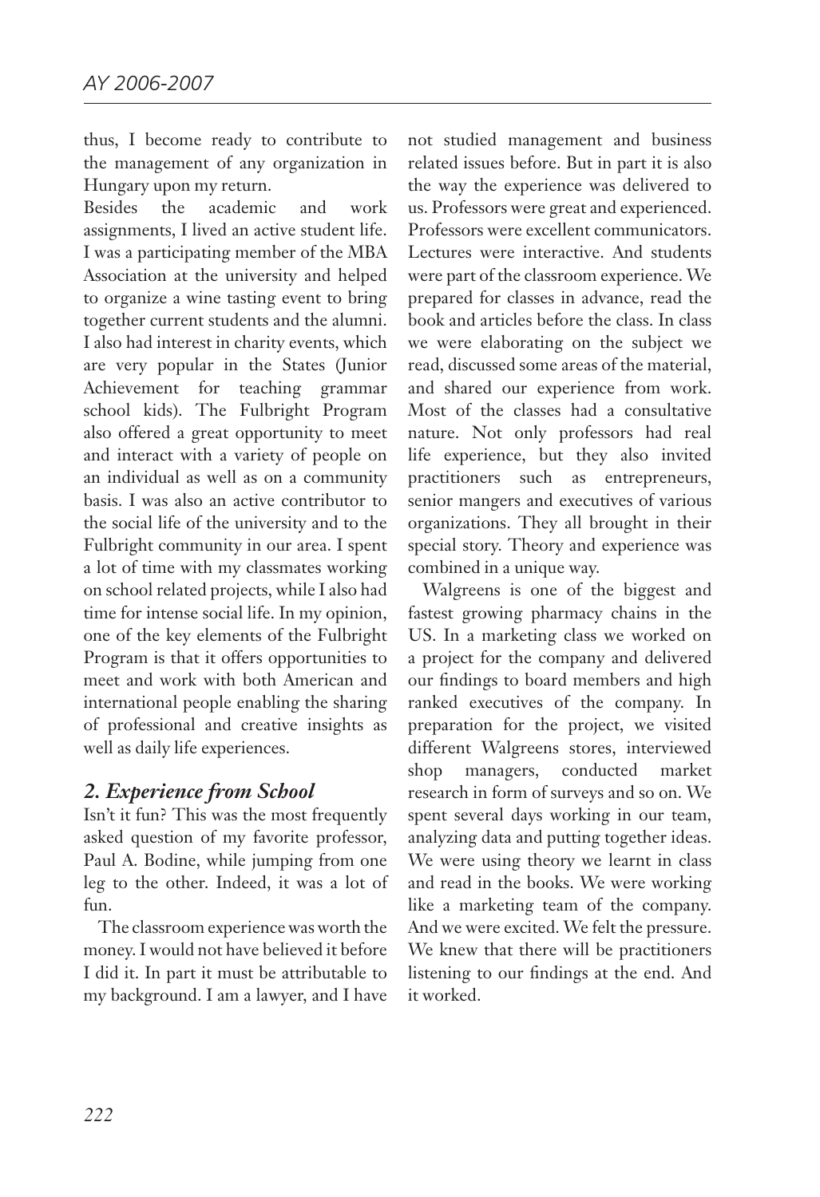thus, I become ready to contribute to the management of any organization in Hungary upon my return.

Besides the academic and work assignments, I lived an active student life. I was a participating member of the MBA Association at the university and helped to organize a wine tasting event to bring together current students and the alumni. I also had interest in charity events, which are very popular in the States (Junior Achievement for teaching grammar school kids). The Fulbright Program also offered a great opportunity to meet and interact with a variety of people on an individual as well as on a community basis. I was also an active contributor to the social life of the university and to the Fulbright community in our area. I spent a lot of time with my classmates working on school related projects, while I also had time for intense social life. In my opinion, one of the key elements of the Fulbright Program is that it offers opportunities to meet and work with both American and international people enabling the sharing of professional and creative insights as well as daily life experiences.

## *2. Experience from School*

Isn't it fun? This was the most frequently asked question of my favorite professor, Paul A. Bodine, while jumping from one leg to the other. Indeed, it was a lot of fun.

The classroom experience was worth the money. I would not have believed it before I did it. In part it must be attributable to my background. I am a lawyer, and I have not studied management and business related issues before. But in part it is also the way the experience was delivered to us. Professors were great and experienced. Professors were excellent communicators. Lectures were interactive. And students were part of the classroom experience. We prepared for classes in advance, read the book and articles before the class. In class we were elaborating on the subject we read, discussed some areas of the material, and shared our experience from work. Most of the classes had a consultative nature. Not only professors had real life experience, but they also invited practitioners such as entrepreneurs, senior mangers and executives of various organizations. They all brought in their special story. Theory and experience was combined in a unique way.

Walgreens is one of the biggest and fastest growing pharmacy chains in the US. In a marketing class we worked on a project for the company and delivered our findings to board members and high ranked executives of the company. In preparation for the project, we visited different Walgreens stores, interviewed shop managers, conducted market research in form of surveys and so on. We spent several days working in our team, analyzing data and putting together ideas. We were using theory we learnt in class and read in the books. We were working like a marketing team of the company. And we were excited. We felt the pressure. We knew that there will be practitioners listening to our findings at the end. And it worked.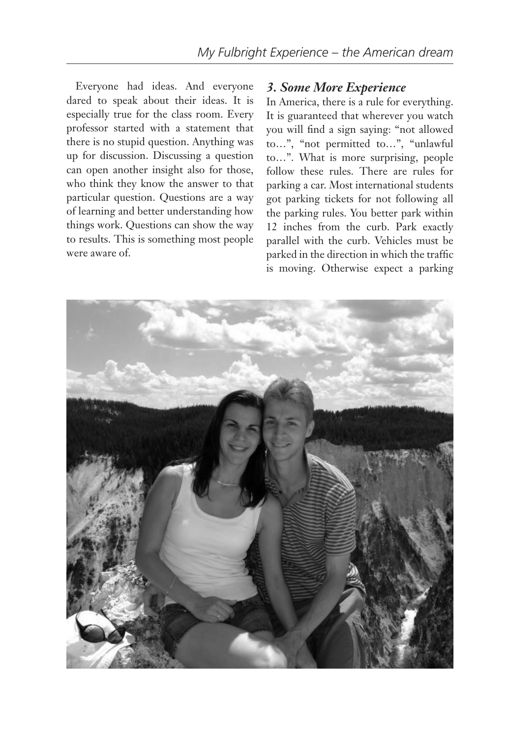Everyone had ideas. And everyone dared to speak about their ideas. It is especially true for the class room. Every professor started with a statement that there is no stupid question. Anything was up for discussion. Discussing a question can open another insight also for those, who think they know the answer to that particular question. Questions are a way of learning and better understanding how things work. Questions can show the way to results. This is something most people were aware of.

### *3. Some More Experience*

In America, there is a rule for everything. It is guaranteed that wherever you watch you will find a sign saying: "not allowed to…", "not permitted to…", "unlawful to…". What is more surprising, people follow these rules. There are rules for parking a car. Most international students got parking tickets for not following all the parking rules. You better park within 12 inches from the curb. Park exactly parallel with the curb. Vehicles must be parked in the direction in which the traffic is moving. Otherwise expect a parking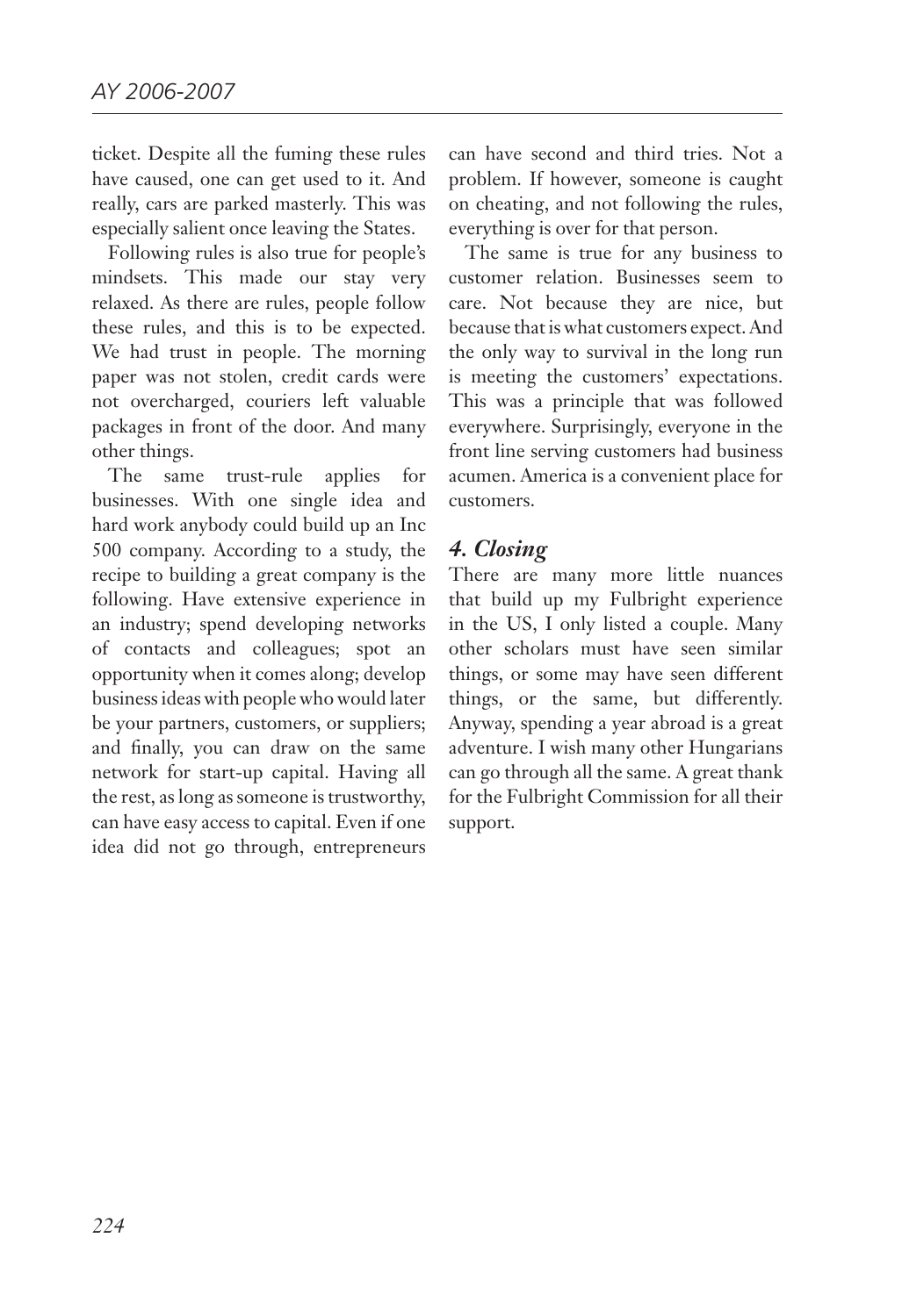ticket. Despite all the fuming these rules have caused, one can get used to it. And really, cars are parked masterly. This was especially salient once leaving the States.

Following rules is also true for people's mindsets. This made our stay very relaxed. As there are rules, people follow these rules, and this is to be expected. We had trust in people. The morning paper was not stolen, credit cards were not overcharged, couriers left valuable packages in front of the door. And many other things.

The same trust-rule applies for businesses. With one single idea and hard work anybody could build up an Inc 500 company. According to a study, the recipe to building a great company is the following. Have extensive experience in an industry; spend developing networks of contacts and colleagues; spot an opportunity when it comes along; develop business ideas with people who would later be your partners, customers, or suppliers; and finally, you can draw on the same network for start-up capital. Having all the rest, as long as someone is trustworthy, can have easy access to capital. Even if one idea did not go through, entrepreneurs can have second and third tries. Not a problem. If however, someone is caught on cheating, and not following the rules, everything is over for that person.

The same is true for any business to customer relation. Businesses seem to care. Not because they are nice, but because that is what customers expect. And the only way to survival in the long run is meeting the customers' expectations. This was a principle that was followed everywhere. Surprisingly, everyone in the front line serving customers had business acumen. America is a convenient place for customers.

## *4. Closing*

There are many more little nuances that build up my Fulbright experience in the US, I only listed a couple. Many other scholars must have seen similar things, or some may have seen different things, or the same, but differently. Anyway, spending a year abroad is a great adventure. I wish many other Hungarians can go through all the same. A great thank for the Fulbright Commission for all their support.